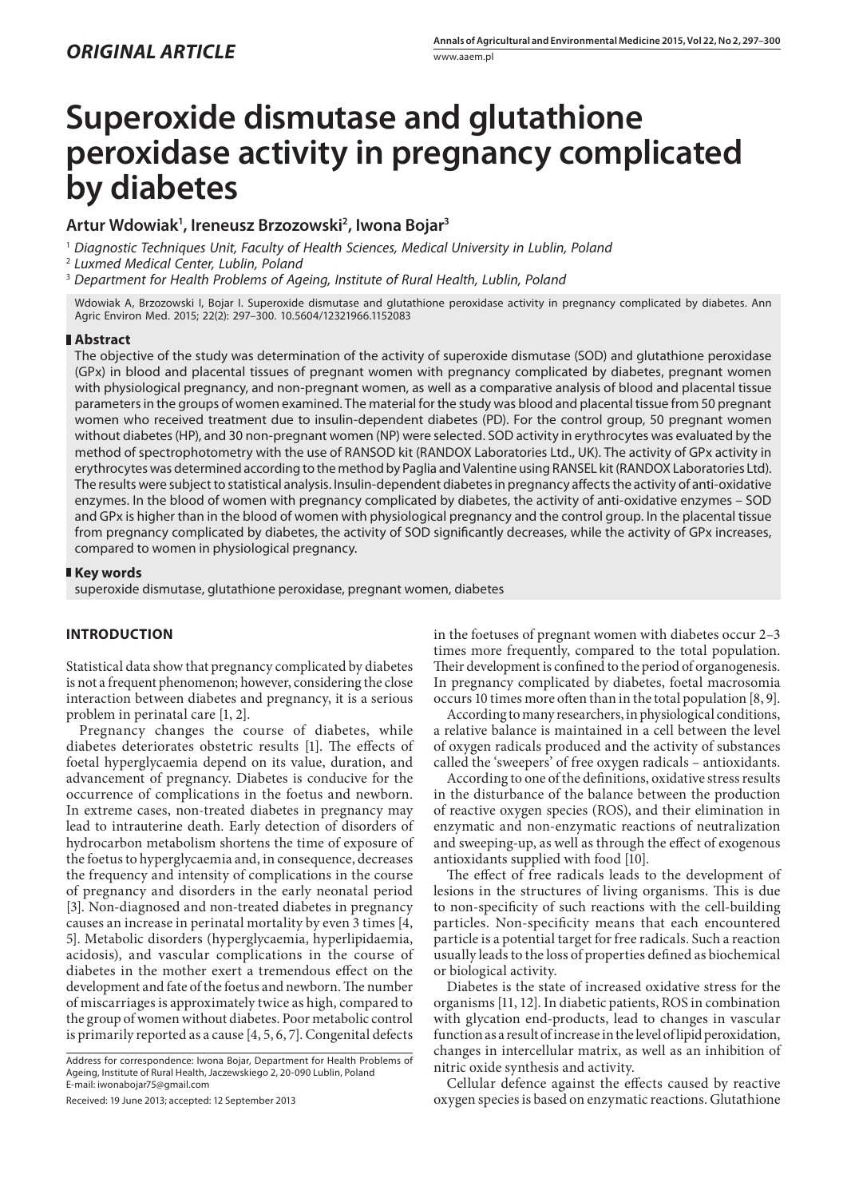## *ORIGINAL ARTICLE*

# Superoxide dismutase and glutathione peroxidase activity in pregnancy complicated by diabetes

**Artur Wdowiak[1], Ireneusz Brzozowski[2], Iwona Bojar[3]**

[1] *Diagnostic Techniques Unit, Faculty of Health Sciences, Medical University in Lublin, Poland*
[2] *Luxmed Medical Center, Lublin, Poland*
[3] *Department for Health Problems of Ageing, Institute of Rural Health, Lublin, Poland*

Wdowiak A, Brzozowski I, Bojar I. Superoxide dismutase and glutathione peroxidase activity in pregnancy complicated by diabetes. Ann Agric Environ Med. 2015; 22(2): 297–300. 10.5604/12321966.1152083

## Abstract

The objective of the study was determination of the activity of superoxide dismutase (SOD) and glutathione peroxidase (GPx) in blood and placental tissues of pregnant women with pregnancy complicated by diabetes, pregnant women with physiological pregnancy, and non-pregnant women, as well as a comparative analysis of blood and placental tissue parameters in the groups of women examined. The material for the study was blood and placental tissue from 50 pregnant women who received treatment due to insulin-dependent diabetes (PD). For the control group, 50 pregnant women without diabetes (HP), and 30 non-pregnant women (NP) were selected. SOD activity in erythrocytes was evaluated by the method of spectrophotometry with the use of RANSOD kit (RANDOX Laboratories Ltd., UK). The activity of GPx activity in erythrocytes was determined according to the method by Paglia and Valentine using RANSEL kit (RANDOX Laboratories Ltd). The results were subject to statistical analysis. Insulin-dependent diabetes in pregnancy affects the activity of anti-oxidative enzymes. In the blood of women with pregnancy complicated by diabetes, the activity of anti-oxidative enzymes – SOD and GPx is higher than in the blood of women with physiological pregnancy and the control group. In the placental tissue from pregnancy complicated by diabetes, the activity of SOD significantly decreases, while the activity of GPx increases, compared to women in physiological pregnancy.

## Key words

superoxide dismutase, glutathione peroxidase, pregnant women, diabetes

## INTRODUCTION

Statistical data show that pregnancy complicated by diabetes is not a frequent phenomenon; however, considering the close interaction between diabetes and pregnancy, it is a serious problem in perinatal care [1, 2].

Pregnancy changes the course of diabetes, while diabetes deteriorates obstetric results [1]. The effects of foetal hyperglycaemia depend on its value, duration, and advancement of pregnancy. Diabetes is conducive for the occurrence of complications in the foetus and newborn. In extreme cases, non-treated diabetes in pregnancy may lead to intrauterine death. Early detection of disorders of hydrocarbon metabolism shortens the time of exposure of the foetus to hyperglycaemia and, in consequence, decreases the frequency and intensity of complications in the course of pregnancy and disorders in the early neonatal period [3]. Non-diagnosed and non-treated diabetes in pregnancy causes an increase in perinatal mortality by even 3 times [4, 5]. Metabolic disorders (hyperglycaemia, hyperlipidaemia, acidosis), and vascular complications in the course of diabetes in the mother exert a tremendous effect on the development and fate of the foetus and newborn. The number of miscarriages is approximately twice as high, compared to the group of women without diabetes. Poor metabolic control is primarily reported as a cause [4, 5, 6, 7]. Congenital defects in the foetuses of pregnant women with diabetes occur 2–3 times more frequently, compared to the total population. Their development is confined to the period of organogenesis. In pregnancy complicated by diabetes, foetal macrosomia occurs 10 times more often than in the total population [8, 9].

According to many researchers, in physiological conditions, a relative balance is maintained in a cell between the level of oxygen radicals produced and the activity of substances called the 'sweepers' of free oxygen radicals – antioxidants.

According to one of the definitions, oxidative stress results in the disturbance of the balance between the production of reactive oxygen species (ROS), and their elimination in enzymatic and non-enzymatic reactions of neutralization and sweeping-up, as well as through the effect of exogenous antioxidants supplied with food [10].

The effect of free radicals leads to the development of lesions in the structures of living organisms. This is due to non-specificity of such reactions with the cell-building particles. Non-specificity means that each encountered particle is a potential target for free radicals. Such a reaction usually leads to the loss of properties defined as biochemical or biological activity.

Diabetes is the state of increased oxidative stress for the organisms [11, 12]. In diabetic patients, ROS in combination with glycation end-products, lead to changes in vascular function as a result of increase in the level of lipid peroxidation, changes in intercellular matrix, as well as an inhibition of nitric oxide synthesis and activity.

Cellular defence against the effects caused by reactive oxygen species is based on enzymatic reactions. Glutathione

Address for correspondence: Iwona Bojar, Department for Health Problems of Ageing, Institute of Rural Health, Jaczewskiego 2, 20-090 Lublin, Poland
E-mail: iwonabojar75@gmail.com

Received: 19 June 2013; accepted: 12 September 2013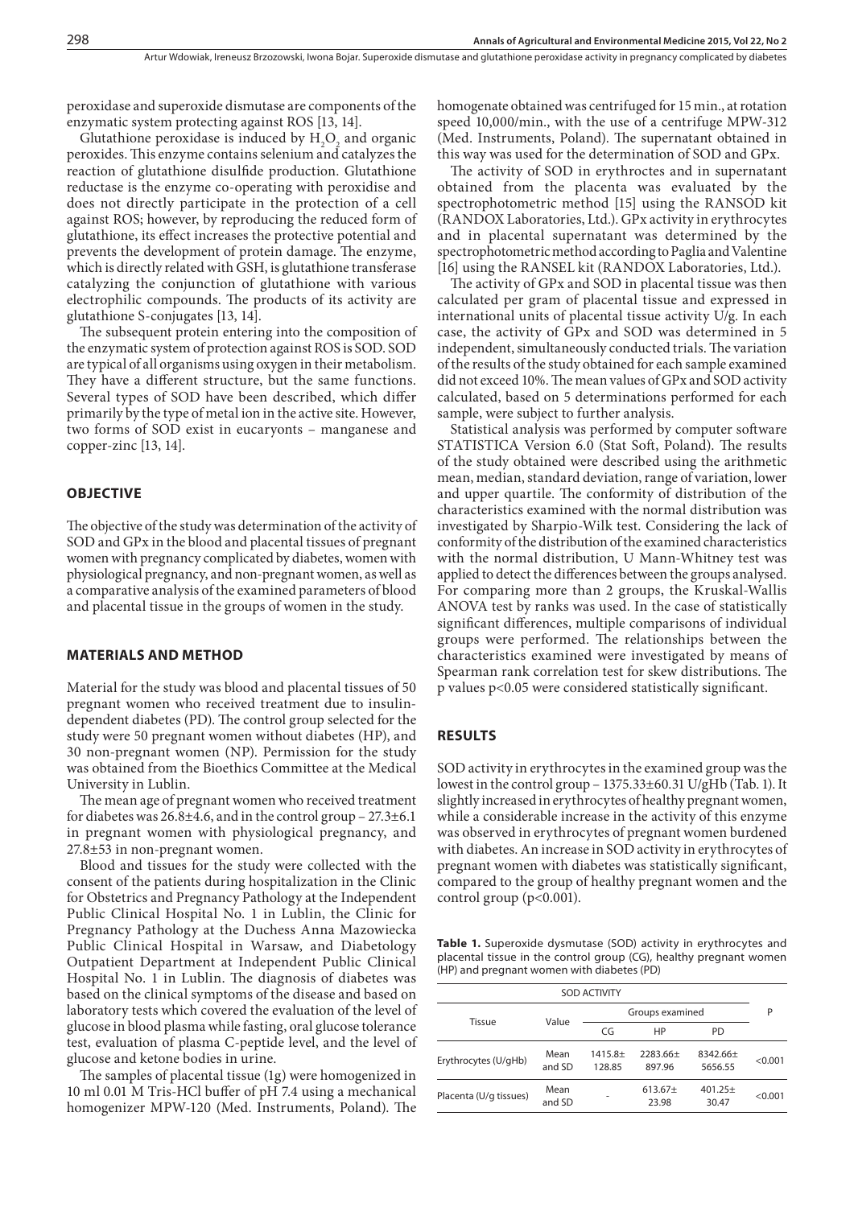peroxidase and superoxide dismutase are components of the enzymatic system protecting against ROS [13, 14].

Glutathione peroxidase is induced by $H_2O_2$ and organic peroxides. This enzyme contains selenium and catalyzes the reaction of glutathione disulfide production. Glutathione reductase is the enzyme co-operating with peroxidise and does not directly participate in the protection of a cell against ROS; however, by reproducing the reduced form of glutathione, its effect increases the protective potential and prevents the development of protein damage. The enzyme, which is directly related with GSH, is glutathione transferase catalyzing the conjunction of glutathione with various electrophilic compounds. The products of its activity are glutathione S-conjugates [13, 14].

The subsequent protein entering into the composition of the enzymatic system of protection against ROS is SOD. SOD are typical of all organisms using oxygen in their metabolism. They have a different structure, but the same functions. Several types of SOD have been described, which differ primarily by the type of metal ion in the active site. However, two forms of SOD exist in eucaryonts – manganese and copper-zinc [13, 14].

## OBJECTIVE

The objective of the study was determination of the activity of SOD and GPx in the blood and placental tissues of pregnant women with pregnancy complicated by diabetes, women with physiological pregnancy, and non-pregnant women, as well as a comparative analysis of the examined parameters of blood and placental tissue in the groups of women in the study.

## MATERIALS AND METHOD

Material for the study was blood and placental tissues of 50 pregnant women who received treatment due to insulin-dependent diabetes (PD). The control group selected for the study were 50 pregnant women without diabetes (HP), and 30 non-pregnant women (NP). Permission for the study was obtained from the Bioethics Committee at the Medical University in Lublin.

The mean age of pregnant women who received treatment for diabetes was 26.8±4.6, and in the control group – 27.3±6.1 in pregnant women with physiological pregnancy, and 27.8±53 in non-pregnant women.

Blood and tissues for the study were collected with the consent of the patients during hospitalization in the Clinic for Obstetrics and Pregnancy Pathology at the Independent Public Clinical Hospital No. 1 in Lublin, the Clinic for Pregnancy Pathology at the Duchess Anna Mazowiecka Public Clinical Hospital in Warsaw, and Diabetology Outpatient Department at Independent Public Clinical Hospital No. 1 in Lublin. The diagnosis of diabetes was based on the clinical symptoms of the disease and based on laboratory tests which covered the evaluation of the level of glucose in blood plasma while fasting, oral glucose tolerance test, evaluation of plasma C-peptide level, and the level of glucose and ketone bodies in urine.

The samples of placental tissue (1g) were homogenized in 10 ml 0.01 M Tris-HCl buffer of pH 7.4 using a mechanical homogenizer MPW-120 (Med. Instruments, Poland). The homogenate obtained was centrifuged for 15 min., at rotation speed 10,000/min., with the use of a centrifuge MPW-312 (Med. Instruments, Poland). The supernatant obtained in this way was used for the determination of SOD and GPx.

The activity of SOD in erythroctes and in supernatant obtained from the placenta was evaluated by the spectrophotometric method [15] using the RANSOD kit (RANDOX Laboratories, Ltd.). GPx activity in erythrocytes and in placental supernatant was determined by the spectrophotometric method according to Paglia and Valentine [16] using the RANSEL kit (RANDOX Laboratories, Ltd.).

The activity of GPx and SOD in placental tissue was then calculated per gram of placental tissue and expressed in international units of placental tissue activity U/g. In each case, the activity of GPx and SOD was determined in 5 independent, simultaneously conducted trials. The variation of the results of the study obtained for each sample examined did not exceed 10%. The mean values of GPx and SOD activity calculated, based on 5 determinations performed for each sample, were subject to further analysis.

Statistical analysis was performed by computer software STATISTICA Version 6.0 (Stat Soft, Poland). The results of the study obtained were described using the arithmetic mean, median, standard deviation, range of variation, lower and upper quartile. The conformity of distribution of the characteristics examined with the normal distribution was investigated by Sharpio-Wilk test. Considering the lack of conformity of the distribution of the examined characteristics with the normal distribution, U Mann-Whitney test was applied to detect the differences between the groups analysed. For comparing more than 2 groups, the Kruskal-Wallis ANOVA test by ranks was used. In the case of statistically significant differences, multiple comparisons of individual groups were performed. The relationships between the characteristics examined were investigated by means of Spearman rank correlation test for skew distributions. The p values $p<0.05$ were considered statistically significant.

## RESULTS

SOD activity in erythrocytes in the examined group was the lowest in the control group – 1375.33±60.31 U/gHb (Tab. 1). It slightly increased in erythrocytes of healthy pregnant women, while a considerable increase in the activity of this enzyme was observed in erythrocytes of pregnant women burdened with diabetes. An increase in SOD activity in erythrocytes of pregnant women with diabetes was statistically significant, compared to the group of healthy pregnant women and the control group ($p<0.001$).

**Table 1.** Superoxide dysmutase (SOD) activity in erythrocytes and placental tissue in the control group (CG), healthy pregnant women (HP) and pregnant women with diabetes (PD)

| SOD ACTIVITY | | | | | |
|---|---|---|---|---|---|
| Tissue | Value | Groups examined | | | P |
| | | CG | HP | PD | |
| Erythrocytes (U/gHb) | Mean and SD | 1415.8± 128.85 | 2283.66± 897.96 | 8342.66± 5656.55 | <0.001 |
| Placenta (U/g tissues) | Mean and SD | - | 613.67± 23.98 | 401.25± 30.47 | <0.001 |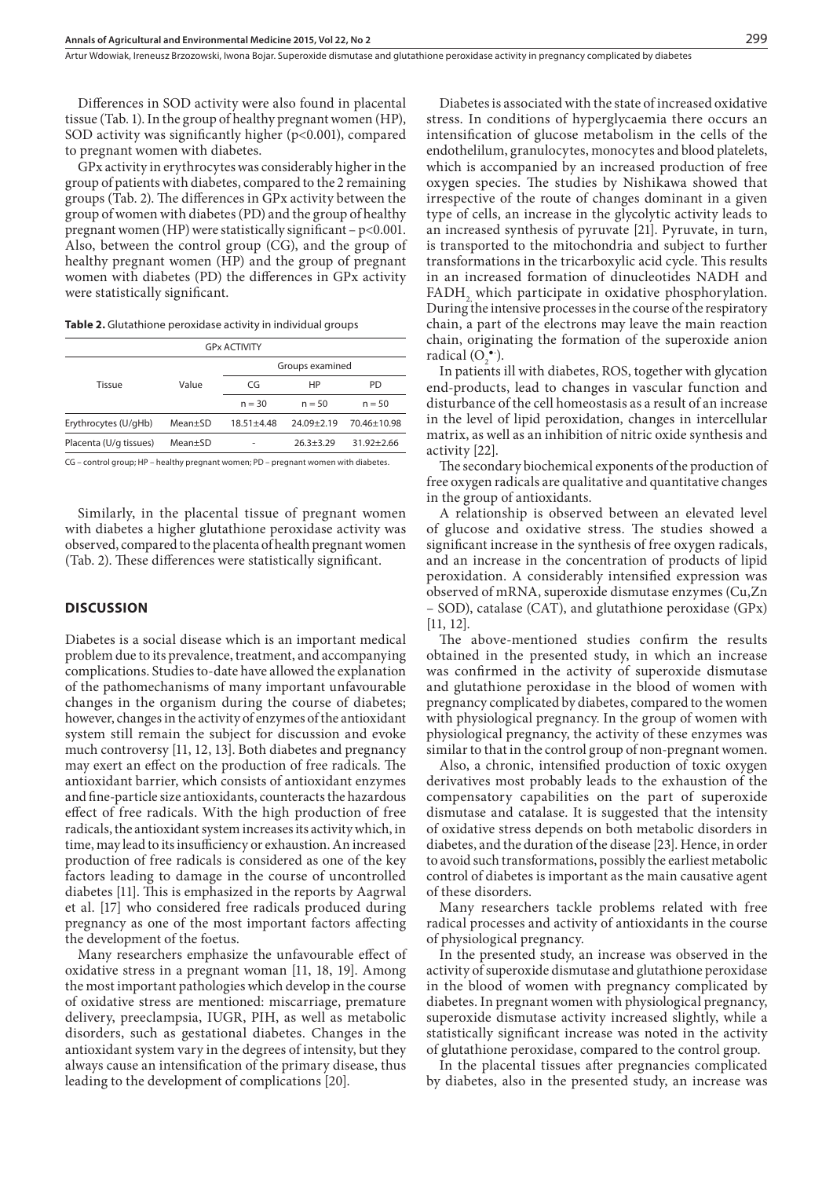Differences in SOD activity were also found in placental tissue (Tab. 1). In the group of healthy pregnant women (HP), SOD activity was significantly higher ($p<0.001$), compared to pregnant women with diabetes.

GPx activity in erythrocytes was considerably higher in the group of patients with diabetes, compared to the 2 remaining groups (Tab. 2). The differences in GPx activity between the group of women with diabetes (PD) and the group of healthy pregnant women (HP) were statistically significant – $p<0.001$. Also, between the control group (CG), and the group of healthy pregnant women (HP) and the group of pregnant women with diabetes (PD) the differences in GPx activity were statistically significant.

**Table 2.** Glutathione peroxidase activity in individual groups

| GPx ACTIVITY | | | | |
|---|---|---|---|---|
| Tissue | Value | Groups examined | | |
| | | CG | HP | PD |
| | | n = 30 | n = 50 | n = 50 |
| Erythrocytes (U/gHb) | Mean±SD | 18.51±4.48 | 24.09±2.19 | 70.46±10.98 |
| Placenta (U/g tissues) | Mean±SD | - | 26.3±3.29 | 31.92±2.66 |

CG – control group; HP – healthy pregnant women; PD – pregnant women with diabetes.

Similarly, in the placental tissue of pregnant women with diabetes a higher glutathione peroxidase activity was observed, compared to the placenta of health pregnant women (Tab. 2). These differences were statistically significant.

## DISCUSSION

Diabetes is a social disease which is an important medical problem due to its prevalence, treatment, and accompanying complications. Studies to-date have allowed the explanation of the pathomechanisms of many important unfavourable changes in the organism during the course of diabetes; however, changes in the activity of enzymes of the antioxidant system still remain the subject for discussion and evoke much controversy [11, 12, 13]. Both diabetes and pregnancy may exert an effect on the production of free radicals. The antioxidant barrier, which consists of antioxidant enzymes and fine-particle size antioxidants, counteracts the hazardous effect of free radicals. With the high production of free radicals, the antioxidant system increases its activity which, in time, may lead to its insufficiency or exhaustion. An increased production of free radicals is considered as one of the key factors leading to damage in the course of uncontrolled diabetes [11]. This is emphasized in the reports by Aagrwal et al. [17] who considered free radicals produced during pregnancy as one of the most important factors affecting the development of the foetus.

Many researchers emphasize the unfavourable effect of oxidative stress in a pregnant woman [11, 18, 19]. Among the most important pathologies which develop in the course of oxidative stress are mentioned: miscarriage, premature delivery, preeclampsia, IUGR, PIH, as well as metabolic disorders, such as gestational diabetes. Changes in the antioxidant system vary in the degrees of intensity, but they always cause an intensification of the primary disease, thus leading to the development of complications [20].

Diabetes is associated with the state of increased oxidative stress. In conditions of hyperglycaemia there occurs an intensification of glucose metabolism in the cells of the endothelilum, granulocytes, monocytes and blood platelets, which is accompanied by an increased production of free oxygen species. The studies by Nishikawa showed that irrespective of the route of changes dominant in a given type of cells, an increase in the glycolytic activity leads to an increased synthesis of pyruvate [21]. Pyruvate, in turn, is transported to the mitochondria and subject to further transformations in the tricarboxylic acid cycle. This results in an increased formation of dinucleotides NADH and $FADH_2$, which participate in oxidative phosphorylation. During the intensive processes in the course of the respiratory chain, a part of the electrons may leave the main reaction chain, originating the formation of the superoxide anion radical ($O_2^{\bullet -}$).

In patients ill with diabetes, ROS, together with glycation end-products, lead to changes in vascular function and disturbance of the cell homeostasis as a result of an increase in the level of lipid peroxidation, changes in intercellular matrix, as well as an inhibition of nitric oxide synthesis and activity [22].

The secondary biochemical exponents of the production of free oxygen radicals are qualitative and quantitative changes in the group of antioxidants.

A relationship is observed between an elevated level of glucose and oxidative stress. The studies showed a significant increase in the synthesis of free oxygen radicals, and an increase in the concentration of products of lipid peroxidation. A considerably intensified expression was observed of mRNA, superoxide dismutase enzymes (Cu,Zn – SOD), catalase (CAT), and glutathione peroxidase (GPx) [11, 12].

The above-mentioned studies confirm the results obtained in the presented study, in which an increase was confirmed in the activity of superoxide dismutase and glutathione peroxidase in the blood of women with pregnancy complicated by diabetes, compared to the women with physiological pregnancy. In the group of women with physiological pregnancy, the activity of these enzymes was similar to that in the control group of non-pregnant women.

Also, a chronic, intensified production of toxic oxygen derivatives most probably leads to the exhaustion of the compensatory capabilities on the part of superoxide dismutase and catalase. It is suggested that the intensity of oxidative stress depends on both metabolic disorders in diabetes, and the duration of the disease [23]. Hence, in order to avoid such transformations, possibly the earliest metabolic control of diabetes is important as the main causative agent of these disorders.

Many researchers tackle problems related with free radical processes and activity of antioxidants in the course of physiological pregnancy.

In the presented study, an increase was observed in the activity of superoxide dismutase and glutathione peroxidase in the blood of women with pregnancy complicated by diabetes. In pregnant women with physiological pregnancy, superoxide dismutase activity increased slightly, while a statistically significant increase was noted in the activity of glutathione peroxidase, compared to the control group.

In the placental tissues after pregnancies complicated by diabetes, also in the presented study, an increase was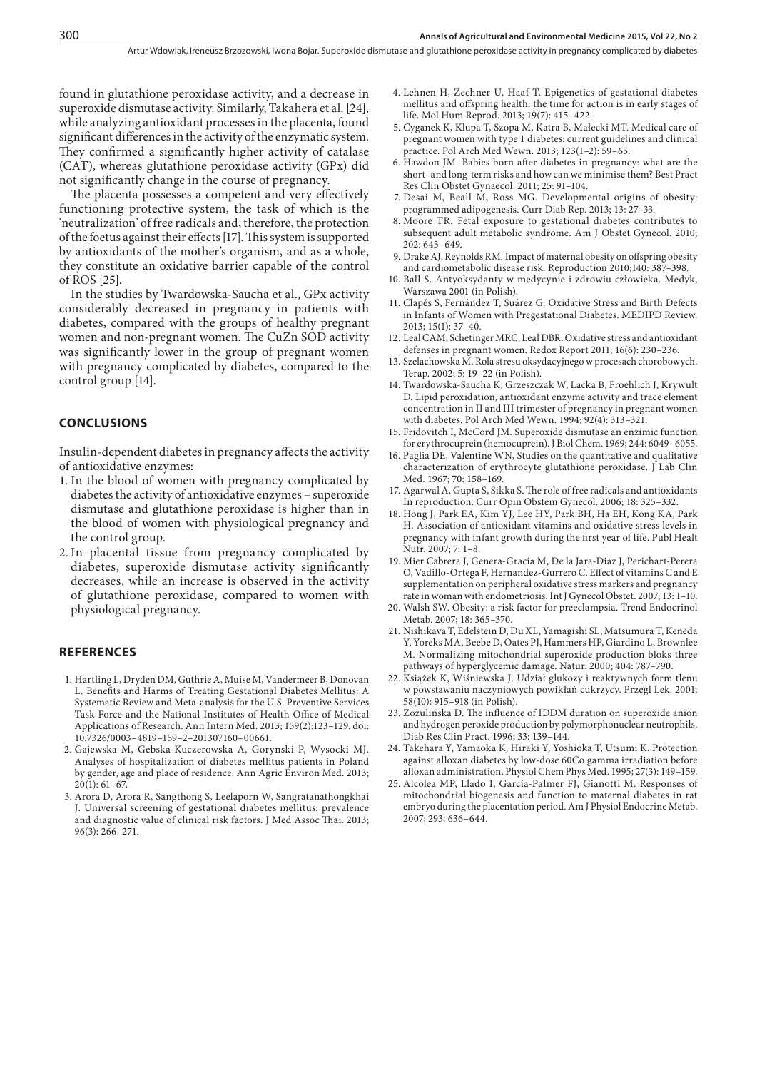found in glutathione peroxidase activity, and a decrease in superoxide dismutase activity. Similarly, Takahera et al. [24], while analyzing antioxidant processes in the placenta, found significant differences in the activity of the enzymatic system. They confirmed a significantly higher activity of catalase (CAT), whereas glutathione peroxidase activity (GPx) did not significantly change in the course of pregnancy.

The placenta possesses a competent and very effectively functioning protective system, the task of which is the 'neutralization' of free radicals and, therefore, the protection of the foetus against their effects [17]. This system is supported by antioxidants of the mother's organism, and as a whole, they constitute an oxidative barrier capable of the control of ROS [25].

In the studies by Twardowska-Saucha et al., GPx activity considerably decreased in pregnancy in patients with diabetes, compared with the groups of healthy pregnant women and non-pregnant women. The CuZn SOD activity was significantly lower in the group of pregnant women with pregnancy complicated by diabetes, compared to the control group [14].

## CONCLUSIONS

Insulin-dependent diabetes in pregnancy affects the activity of antioxidative enzymes:

1. In the blood of women with pregnancy complicated by diabetes the activity of antioxidative enzymes – superoxide dismutase and glutathione peroxidase is higher than in the blood of women with physiological pregnancy and the control group.
2. In placental tissue from pregnancy complicated by diabetes, superoxide dismutase activity significantly decreases, while an increase is observed in the activity of glutathione peroxidase, compared to women with physiological pregnancy.

## REFERENCES

1. Hartling L, Dryden DM, Guthrie A, Muise M, Vandermeer B, Donovan L. Benefits and Harms of Treating Gestational Diabetes Mellitus: A Systematic Review and Meta-analysis for the U.S. Preventive Services Task Force and the National Institutes of Health Office of Medical Applications of Research. Ann Intern Med. 2013; 159(2):123–129. doi: 10.7326/0003–4819–159–2–201307160–00661.
2. Gajewska M, Gebska-Kuczerowska A, Gorynski P, Wysocki MJ. Analyses of hospitalization of diabetes mellitus patients in Poland by gender, age and place of residence. Ann Agric Environ Med. 2013; 20(1): 61–67.
3. Arora D, Arora R, Sangthong S, Leelaporn W, Sangratanathongkhai J. Universal screening of gestational diabetes mellitus: prevalence and diagnostic value of clinical risk factors. J Med Assoc Thai. 2013; 96(3): 266–271.
4. Lehnen H, Zechner U, Haaf T. Epigenetics of gestational diabetes mellitus and offspring health: the time for action is in early stages of life. Mol Hum Reprod. 2013; 19(7): 415–422.
5. Cyganek K, Klupa T, Szopa M, Katra B, Małecki MT. Medical care of pregnant women with type 1 diabetes: current guidelines and clinical practice. Pol Arch Med Wewn. 2013; 123(1–2): 59–65.
6. Hawdon JM. Babies born after diabetes in pregnancy: what are the short- and long-term risks and how can we minimise them? Best Pract Res Clin Obstet Gynaecol. 2011; 25: 91–104.
7. Desai M, Beall M, Ross MG. Developmental origins of obesity: programmed adipogenesis. Curr Diab Rep. 2013; 13: 27–33.
8. Moore TR. Fetal exposure to gestational diabetes contributes to subsequent adult metabolic syndrome. Am J Obstet Gynecol. 2010; 202: 643–649.
9. Drake AJ, Reynolds RM. Impact of maternal obesity on offspring obesity and cardiometabolic disease risk. Reproduction 2010;140: 387–398.
10. Ball S. Antyoksydanty w medycynie i zdrowiu człowieka. Medyk, Warszawa 2001 (in Polish).
11. Clapés S, Fernández T, Suárez G. Oxidative Stress and Birth Defects in Infants of Women with Pregestational Diabetes. MEDIPD Review. 2013; 15(1): 37–40.
12. Leal CAM, Schetinger MRC, Leal DBR. Oxidative stress and antioxidant defenses in pregnant women. Redox Report 2011; 16(6): 230–236.
13. Szelachowska M. Rola stresu oksydacyjnego w procesach chorobowych. Terap. 2002; 5: 19–22 (in Polish).
14. Twardowska-Saucha K, Grzeszczak W, Lacka B, Froehlich J, Krywult D. Lipid peroxidation, antioxidant enzyme activity and trace element concentration in II and III trimester of pregnancy in pregnant women with diabetes. Pol Arch Med Wewn. 1994; 92(4): 313–321.
15. Fridovitch I, McCord JM. Superoxide dismutase an enzimic function for erythrocuprein (hemocuprein). J Biol Chem. 1969; 244: 6049–6055.
16. Paglia DE, Valentine WN, Studies on the quantitative and qualitative characterization of erythrocyte glutathione peroxidase. J Lab Clin Med. 1967; 70: 158–169.
17. Agarwal A, Gupta S, Sikka S. The role of free radicals and antioxidants In reproduction. Curr Opin Obstem Gynecol. 2006; 18: 325–332.
18. Hong J, Park EA, Kim YJ, Lee HY, Park BH, Ha EH, Kong KA, Park H. Association of antioxidant vitamins and oxidative stress levels in pregnancy with infant growth during the first year of life. Publ Healt Nutr. 2007; 7: 1–8.
19. Mier Cabrera J, Genera-Gracia M, De la Jara-Diaz J, Perichart-Perera O, Vadillo-Ortega F, Hernandez-Gurrero C. Effect of vitamins C and E supplementation on peripheral oxidative stress markers and pregnancy rate in woman with endometriosis. Int J Gynecol Obstet. 2007; 13: 1–10.
20. Walsh SW. Obesity: a risk factor for preeclampsia. Trend Endocrinol Metab. 2007; 18: 365–370.
21. Nishikava T, Edelstein D, Du XL, Yamagishi SL, Matsumura T, Keneda Y, Yoreks MA, Beebe D, Oates PJ, Hammers HP, Giardino L, Brownlee M. Normalizing mitochondrial superoxide production bloks three pathways of hyperglycemic damage. Natur. 2000; 404: 787–790.
22. Książek K, Wiśniewska J. Udział glukozy i reaktywnych form tlenu w powstawaniu naczyniowych powikłań cukrzycy. Przegl Lek. 2001; 58(10): 915–918 (in Polish).
23. Zozulińska D. The influence of IDDM duration on superoxide anion and hydrogen peroxide production by polymorphonuclear neutrophils. Diab Res Clin Pract. 1996; 33: 139–144.
24. Takehara Y, Yamaoka K, Hiraki Y, Yoshioka T, Utsumi K. Protection against alloxan diabetes by low-dose 60Co gamma irradiation before alloxan administration. Physiol Chem Phys Med. 1995; 27(3): 149–159.
25. Alcolea MP, Llado I, Garcia-Palmer FJ, Gianotti M. Responses of mitochondrial biogenesis and function to maternal diabetes in rat embryo during the placentation period. Am J Physiol Endocrine Metab. 2007; 293: 636–644.